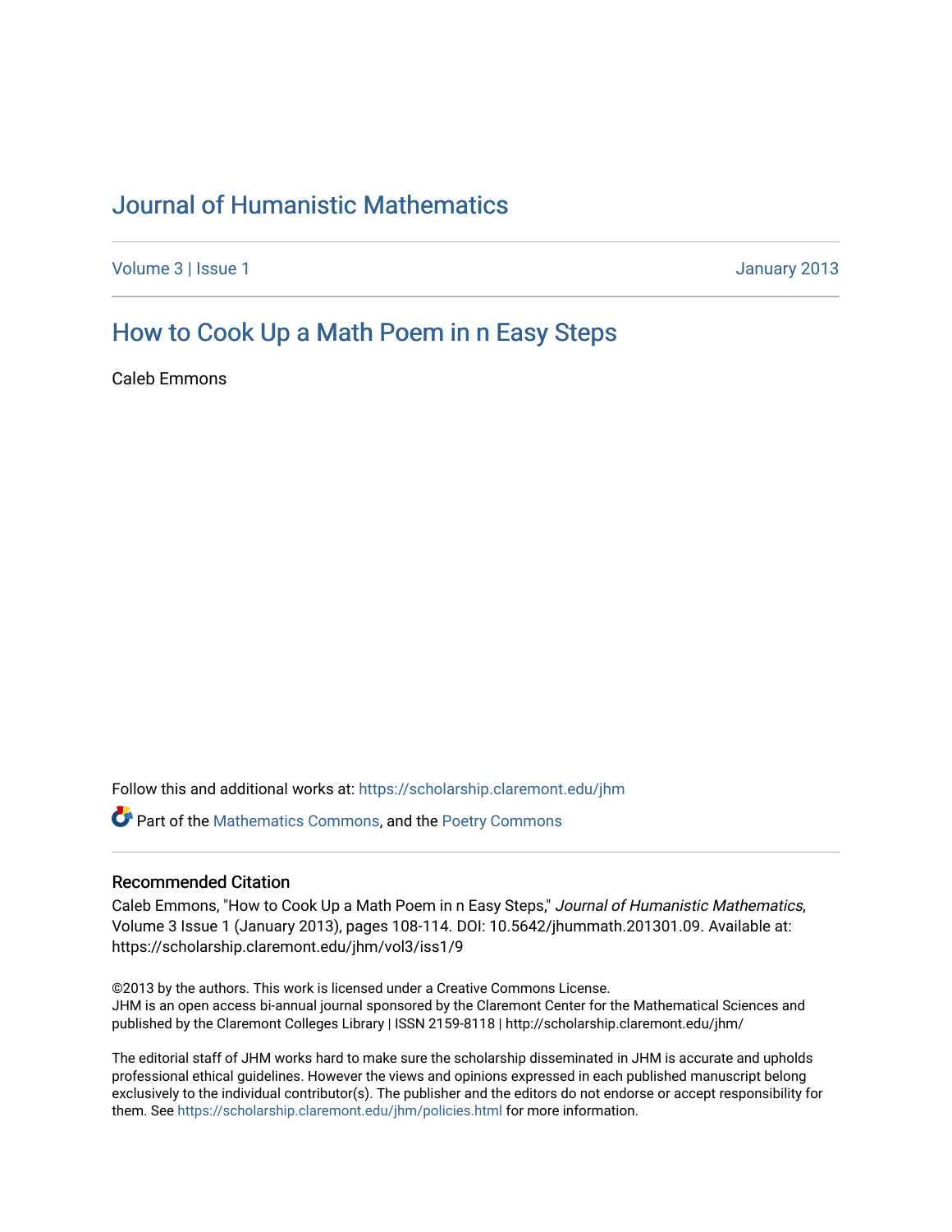# Journal of Humanistic Mathematics

Volume 3 | Issue 1 January 2013

## How to Cook Up a Math Poem in n Easy Steps

Caleb Emmons

Follow this and additional works at: https://scholarship.claremont.edu/jhm

Part of the Mathematics Commons, and the Poetry Commons

### Recommended Citation

Caleb Emmons, "How to Cook Up a Math Poem in n Easy Steps," *Journal of Humanistic Mathematics*, Volume 3 Issue 1 (January 2013), pages 108-114. DOI: 10.5642/jhummath.201301.09. Available at: https://scholarship.claremont.edu/jhm/vol3/iss1/9

©2013 by the authors. This work is licensed under a Creative Commons License.
JHM is an open access bi-annual journal sponsored by the Claremont Center for the Mathematical Sciences and published by the Claremont Colleges Library | ISSN 2159-8118 | http://scholarship.claremont.edu/jhm/

The editorial staff of JHM works hard to make sure the scholarship disseminated in JHM is accurate and upholds professional ethical guidelines. However the views and opinions expressed in each published manuscript belong exclusively to the individual contributor(s). The publisher and the editors do not endorse or accept responsibility for them. See https://scholarship.claremont.edu/jhm/policies.html for more information.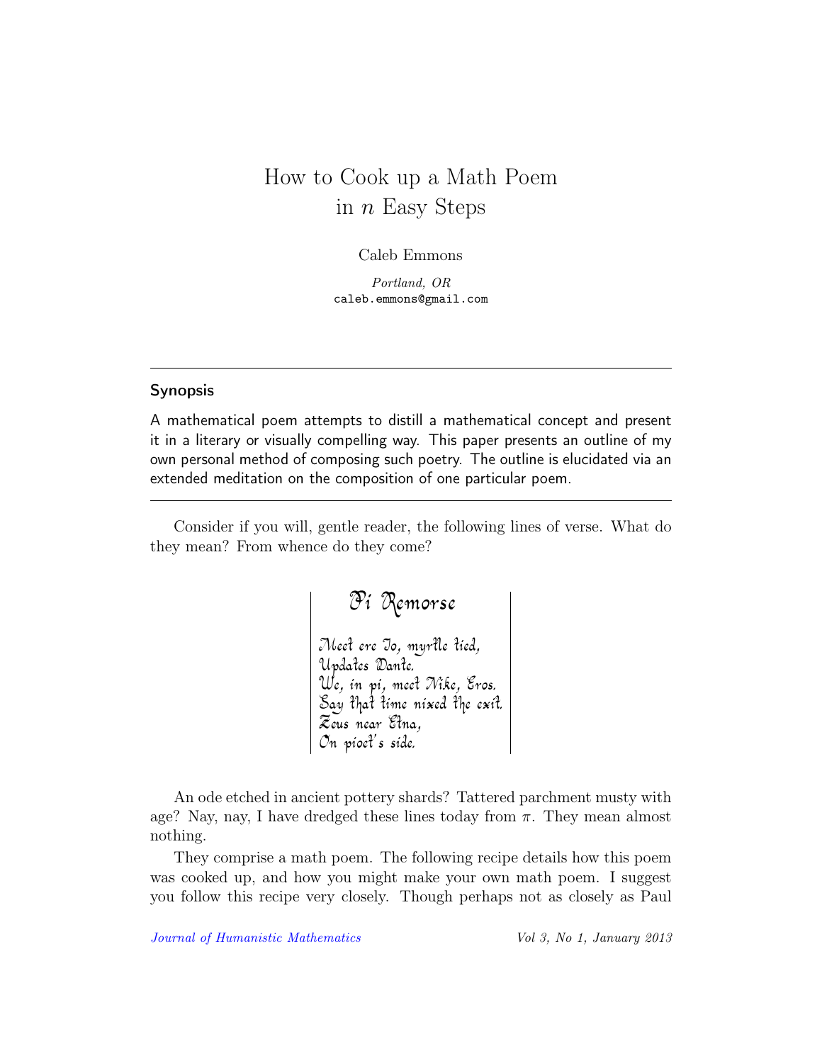# How to Cook up a Math Poem in $n$ Easy Steps

Caleb Emmons

*Portland, OR*
caleb.emmons@gmail.com

---

### Synopsis

A mathematical poem attempts to distill a mathematical concept and present it in a literary or visually compelling way. This paper presents an outline of my own personal method of composing such poetry. The outline is elucidated via an extended meditation on the composition of one particular poem.

---

Consider if you will, gentle reader, the following lines of verse. What do they mean? From whence do they come?

> **Pi Remorse**
>
> Meet ere Io, myrtle tied,
> Updates Dante.
> We, in pi, meet Nike, Eros.
> Say that time nixed the exit.
> Zeus near Etna,
> On pioet's side.

An ode etched in ancient pottery shards? Tattered parchment musty with age? Nay, nay, I have dredged these lines today from $\pi$. They mean almost nothing.

They comprise a math poem. The following recipe details how this poem was cooked up, and how you might make your own math poem. I suggest you follow this recipe very closely. Though perhaps not as closely as Paul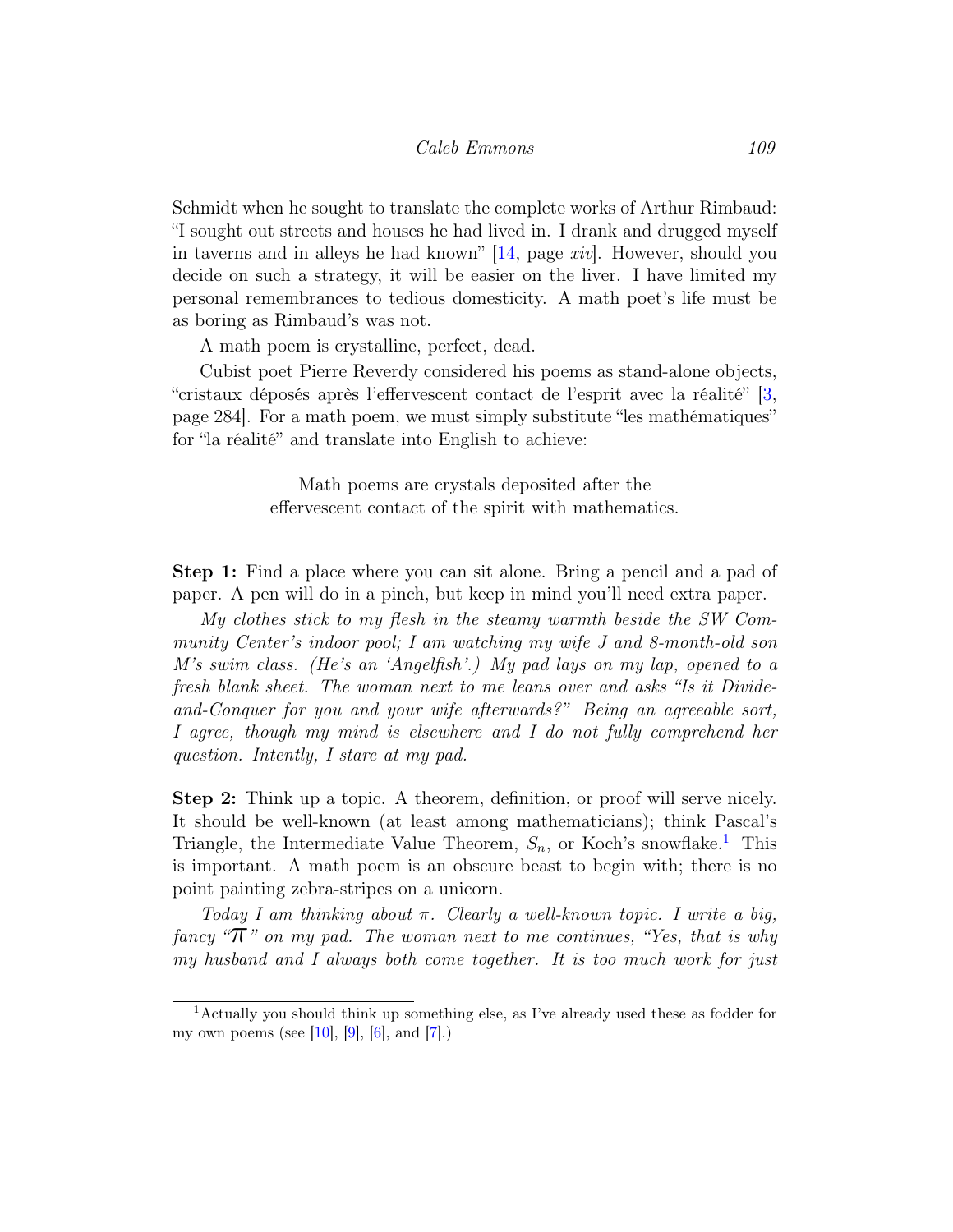Schmidt when he sought to translate the complete works of Arthur Rimbaud: "I sought out streets and houses he had lived in. I drank and drugged myself in taverns and in alleys he had known" [14, page *xiv*]. However, should you decide on such a strategy, it will be easier on the liver. I have limited my personal remembrances to tedious domesticity. A math poet's life must be as boring as Rimbaud's was not.

A math poem is crystalline, perfect, dead.

Cubist poet Pierre Reverdy considered his poems as stand-alone objects, "cristaux déposés après l'effervescent contact de l'esprit avec la réalité" [3, page 284]. For a math poem, we must simply substitute "les mathématiques" for "la réalité" and translate into English to achieve:

> Math poems are crystals deposited after the
> effervescent contact of the spirit with mathematics.

**Step 1:** Find a place where you can sit alone. Bring a pencil and a pad of paper. A pen will do in a pinch, but keep in mind you'll need extra paper.

*My clothes stick to my flesh in the steamy warmth beside the SW Community Center's indoor pool; I am watching my wife J and 8-month-old son M's swim class. (He's an 'Angelfish'.) My pad lays on my lap, opened to a fresh blank sheet. The woman next to me leans over and asks "Is it Divide-and-Conquer for you and your wife afterwards?" Being an agreeable sort, I agree, though my mind is elsewhere and I do not fully comprehend her question. Intently, I stare at my pad.*

**Step 2:** Think up a topic. A theorem, definition, or proof will serve nicely. It should be well-known (at least among mathematicians); think Pascal's Triangle, the Intermediate Value Theorem, $S_n$, or Koch's snowflake.[1] This is important. A math poem is an obscure beast to begin with; there is no point painting zebra-stripes on a unicorn.

*Today I am thinking about $\pi$. Clearly a well-known topic. I write a big, fancy "$\pi$" on my pad. The woman next to me continues, "Yes, that is why my husband and I always both come together. It is too much work for just*

[1] Actually you should think up something else, as I've already used these as fodder for my own poems (see [10], [9], [6], and [7].)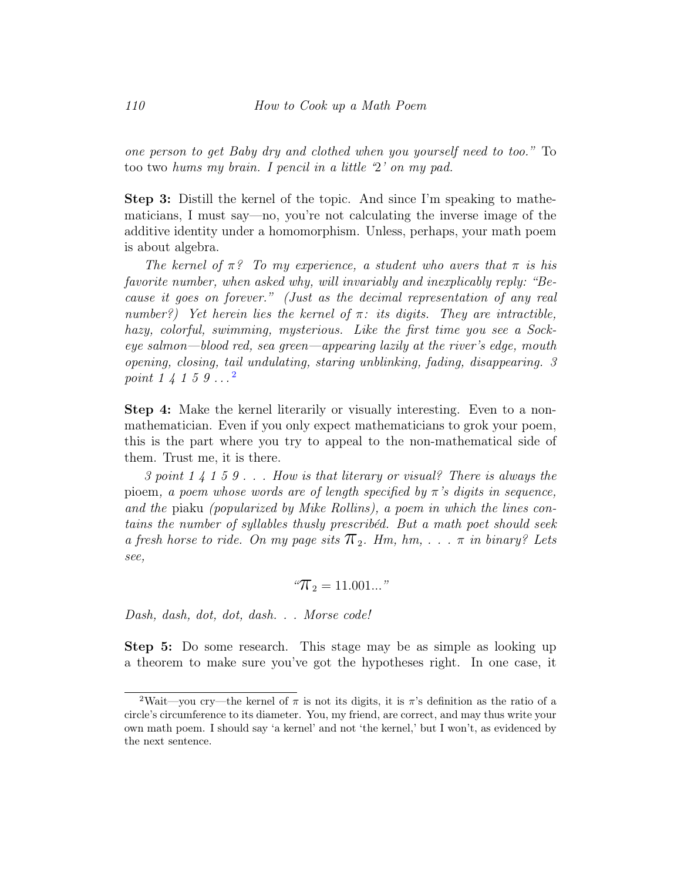*one person to get Baby dry and clothed when you yourself need to too."* To too two *hums my brain. I pencil in a little '2' on my pad.*

**Step 3:** Distill the kernel of the topic. And since I'm speaking to mathematicians, I must say—no, you're not calculating the inverse image of the additive identity under a homomorphism. Unless, perhaps, your math poem is about algebra.

*The kernel of $\pi$? To my experience, a student who avers that $\pi$ is his favorite number, when asked why, will invariably and inexplicably reply: "Because it goes on forever." (Just as the decimal representation of any real number?) Yet herein lies the kernel of $\pi$: its digits. They are intractible, hazy, colorful, swimming, mysterious. Like the first time you see a Sockeye salmon—blood red, sea green—appearing lazily at the river's edge, mouth opening, closing, tail undulating, staring unblinking, fading, disappearing. 3 point 1 4 1 5 9 . . .*[2]

**Step 4:** Make the kernel literarily or visually interesting. Even to a non-mathematician. Even if you only expect mathematicians to grok your poem, this is the part where you try to appeal to the non-mathematical side of them. Trust me, it is there.

*3 point 1 4 1 5 9 . . . How is that literary or visual? There is always the* pioem*, a poem whose words are of length specified by $\pi$'s digits in sequence, and the* piaku *(popularized by Mike Rollins), a poem in which the lines contains the number of syllables thusly prescribéd. But a math poet should seek a fresh horse to ride. On my page sits $\pi_2$. Hm, hm, . . . $\pi$ in binary? Lets see,*

$$\text{“}\pi_2 = 11.001...\text{”}$$

*Dash, dash, dot, dot, dash. . . Morse code!*

**Step 5:** Do some research. This stage may be as simple as looking up a theorem to make sure you've got the hypotheses right. In one case, it

[2]Wait—you cry—the kernel of $\pi$ is not its digits, it is $\pi$'s definition as the ratio of a circle's circumference to its diameter. You, my friend, are correct, and may thus write your own math poem. I should say 'a kernel' and not 'the kernel,' but I won't, as evidenced by the next sentence.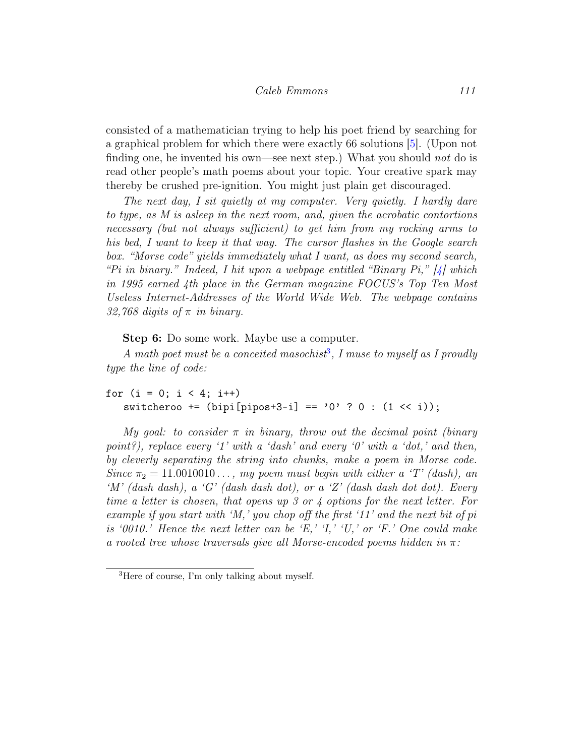consisted of a mathematician trying to help his poet friend by searching for a graphical problem for which there were exactly 66 solutions [5]. (Upon not finding one, he invented his own—see next step.) What you should *not* do is read other people's math poems about your topic. Your creative spark may thereby be crushed pre-ignition. You might just plain get discouraged.

*The next day, I sit quietly at my computer. Very quietly. I hardly dare to type, as M is asleep in the next room, and, given the acrobatic contortions necessary (but not always sufficient) to get him from my rocking arms to his bed, I want to keep it that way. The cursor flashes in the Google search box. "Morse code" yields immediately what I want, as does my second search, "Pi in binary." Indeed, I hit upon a webpage entitled "Binary Pi," [4] which in 1995 earned 4th place in the German magazine FOCUS's Top Ten Most Useless Internet-Addresses of the World Wide Web. The webpage contains 32,768 digits of $\pi$ in binary.*

**Step 6:** Do some work. Maybe use a computer.

*A math poet must be a conceited masochist*[3]*, I muse to myself as I proudly type the line of code:*

```
for (i = 0; i < 4; i++)
   switcheroo += (bipi[pipos+3-i] == '0' ? 0 : (1 << i));
```

*My goal: to consider $\pi$ in binary, throw out the decimal point (binary point?), replace every '1' with a 'dash' and every '0' with a 'dot,' and then, by cleverly separating the string into chunks, make a poem in Morse code. Since $\pi_2 = 11.0010010\ldots$, my poem must begin with either a 'T' (dash), an 'M' (dash dash), a 'G' (dash dash dot), or a 'Z' (dash dash dot dot). Every time a letter is chosen, that opens up 3 or 4 options for the next letter. For example if you start with 'M,' you chop off the first '11' and the next bit of pi is '0010.' Hence the next letter can be 'E,' 'I,' 'U,' or 'F.' One could make a rooted tree whose traversals give all Morse-encoded poems hidden in $\pi$:*

[3]Here of course, I'm only talking about myself.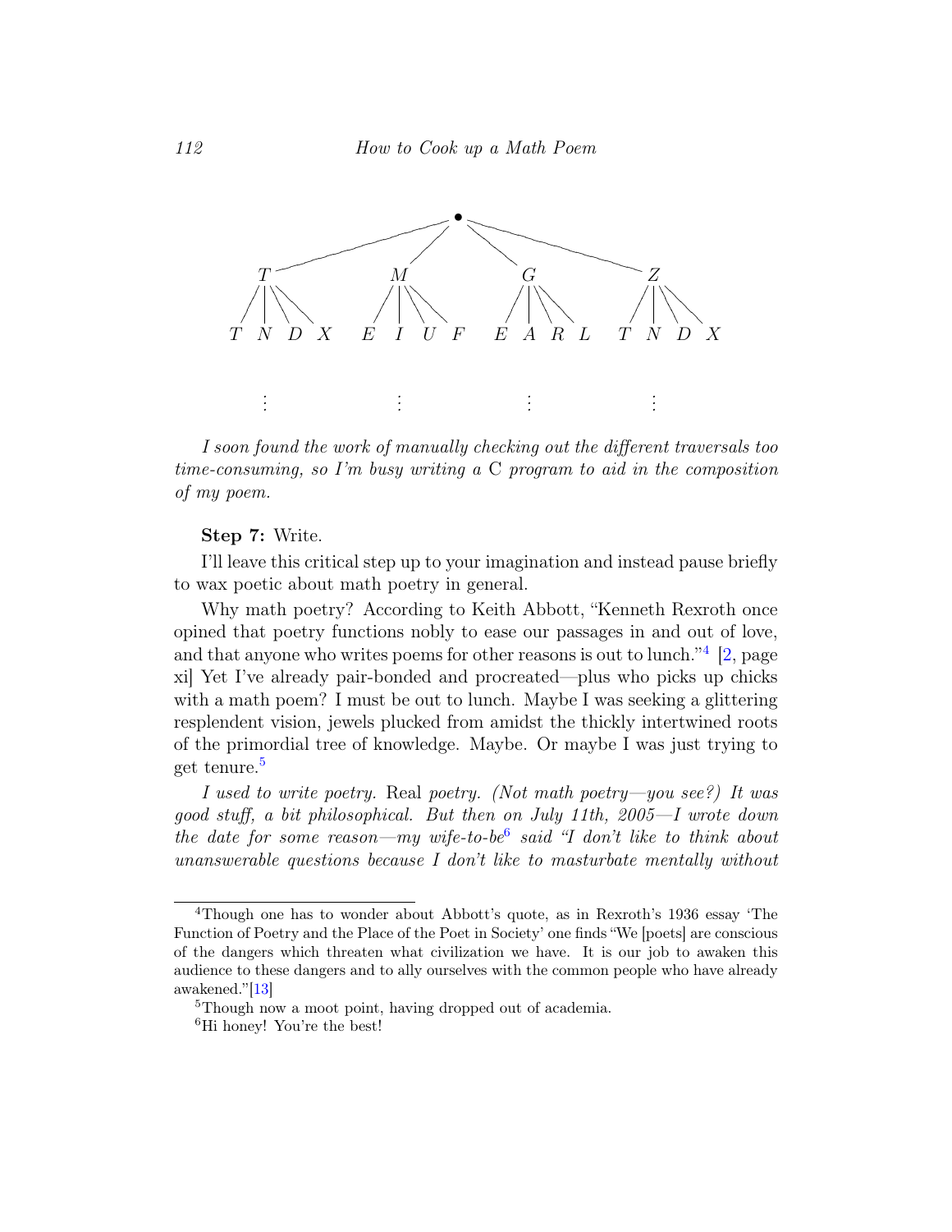```
                        •
        /        /         \         \
       T        M           G         Z
     / | \ \  / | \ \     / | \ \   / | \ \
    T  N D X  E I U F     E A R L   T N D X

       ⋮        ⋮           ⋮         ⋮
```

*I soon found the work of manually checking out the different traversals too time-consuming, so I'm busy writing a* C *program to aid in the composition of my poem.*

**Step 7:** Write.

I'll leave this critical step up to your imagination and instead pause briefly to wax poetic about math poetry in general.

Why math poetry? According to Keith Abbott, "Kenneth Rexroth once opined that poetry functions nobly to ease our passages in and out of love, and that anyone who writes poems for other reasons is out to lunch."[4] [2, page xi] Yet I've already pair-bonded and procreated—plus who picks up chicks with a math poem? I must be out to lunch. Maybe I was seeking a glittering resplendent vision, jewels plucked from amidst the thickly intertwined roots of the primordial tree of knowledge. Maybe. Or maybe I was just trying to get tenure.[5]

*I used to write poetry.* Real *poetry. (Not math poetry—you see?) It was good stuff, a bit philosophical. But then on July 11th, 2005—I wrote down the date for some reason—my wife-to-be*[6] *said "I don't like to think about unanswerable questions because I don't like to masturbate mentally without*

---

[4] Though one has to wonder about Abbott's quote, as in Rexroth's 1936 essay 'The Function of Poetry and the Place of the Poet in Society' one finds "We [poets] are conscious of the dangers which threaten what civilization we have. It is our job to awaken this audience to these dangers and to ally ourselves with the common people who have already awakened."[13]

[5] Though now a moot point, having dropped out of academia.

[6] Hi honey! You're the best!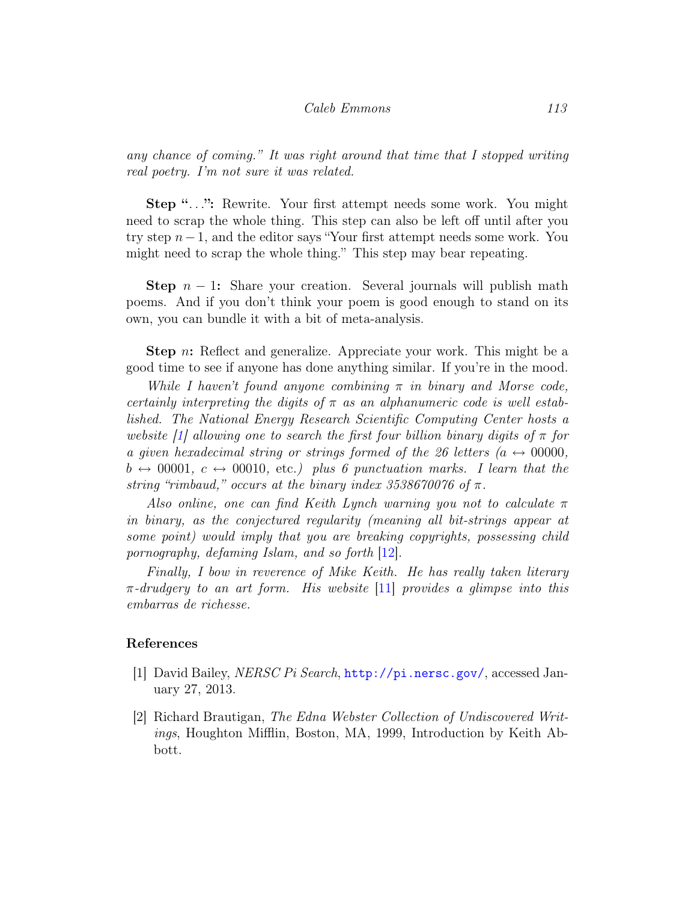*any chance of coming." It was right around that time that I stopped writing real poetry. I'm not sure it was related.*

**Step "…":** Rewrite. Your first attempt needs some work. You might need to scrap the whole thing. This step can also be left off until after you try step $n-1$, and the editor says "Your first attempt needs some work. You might need to scrap the whole thing." This step may bear repeating.

**Step $n-1$:** Share your creation. Several journals will publish math poems. And if you don't think your poem is good enough to stand on its own, you can bundle it with a bit of meta-analysis.

**Step $n$:** Reflect and generalize. Appreciate your work. This might be a good time to see if anyone has done anything similar. If you're in the mood.

*While I haven't found anyone combining $\pi$ in binary and Morse code, certainly interpreting the digits of $\pi$ as an alphanumeric code is well established. The National Energy Research Scientific Computing Center hosts a website [1] allowing one to search the first four billion binary digits of $\pi$ for a given hexadecimal string or strings formed of the 26 letters (a $\leftrightarrow$ 00000, b $\leftrightarrow$ 00001, c $\leftrightarrow$ 00010, etc.) plus 6 punctuation marks. I learn that the string "rimbaud," occurs at the binary index 3538670076 of $\pi$.*

*Also online, one can find Keith Lynch warning you not to calculate $\pi$ in binary, as the conjectured regularity (meaning all bit-strings appear at some point) would imply that you are breaking copyrights, possessing child pornography, defaming Islam, and so forth [12].*

*Finally, I bow in reverence of Mike Keith. He has really taken literary $\pi$-drudgery to an art form. His website [11] provides a glimpse into this embarras de richesse.*

## References

[1] David Bailey, *NERSC Pi Search*, http://pi.nersc.gov/, accessed January 27, 2013.

[2] Richard Brautigan, *The Edna Webster Collection of Undiscovered Writings*, Houghton Mifflin, Boston, MA, 1999, Introduction by Keith Abbott.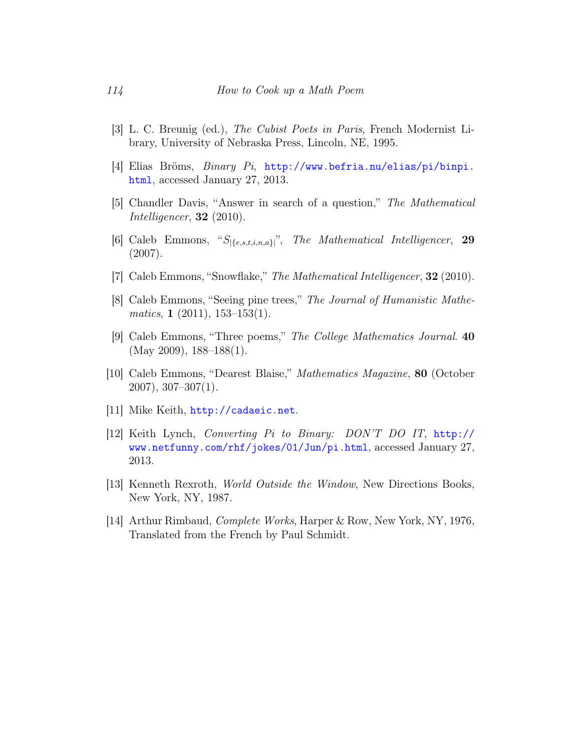[3] L. C. Breunig (ed.), *The Cubist Poets in Paris*, French Modernist Library, University of Nebraska Press, Lincoln, NE, 1995.

[4] Elias Bröms, *Binary Pi*, http://www.befria.nu/elias/pi/binpi.html, accessed January 27, 2013.

[5] Chandler Davis, "Answer in search of a question," *The Mathematical Intelligencer*, **32** (2010).

[6] Caleb Emmons, "$S_{|\{e,s,t,i,n,a\}|}$", *The Mathematical Intelligencer*, **29** (2007).

[7] Caleb Emmons, "Snowflake," *The Mathematical Intelligencer*, **32** (2010).

[8] Caleb Emmons, "Seeing pine trees," *The Journal of Humanistic Mathematics*, **1** (2011), 153–153(1).

[9] Caleb Emmons, "Three poems," *The College Mathematics Journal*. **40** (May 2009), 188–188(1).

[10] Caleb Emmons, "Dearest Blaise," *Mathematics Magazine*, **80** (October 2007), 307–307(1).

[11] Mike Keith, http://cadaeic.net.

[12] Keith Lynch, *Converting Pi to Binary: DON'T DO IT*, http://www.netfunny.com/rhf/jokes/01/Jun/pi.html, accessed January 27, 2013.

[13] Kenneth Rexroth, *World Outside the Window*, New Directions Books, New York, NY, 1987.

[14] Arthur Rimbaud, *Complete Works*, Harper & Row, New York, NY, 1976, Translated from the French by Paul Schmidt.